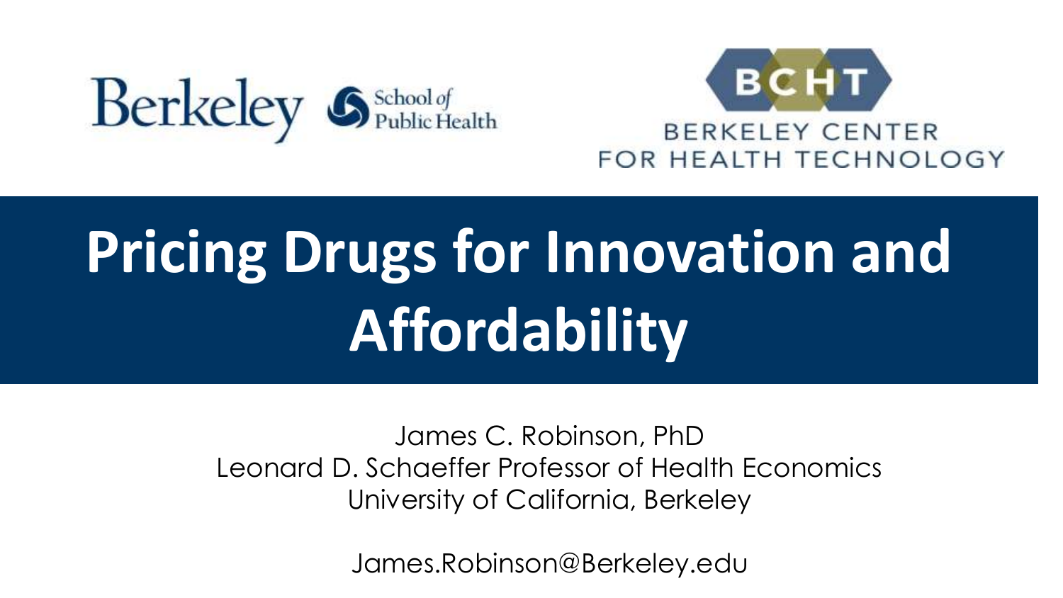Berkeley School of Public Health

BCHT
BERKELEY CENTER FOR HEALTH TECHNOLOGY

# Pricing Drugs for Innovation and Affordability

James C. Robinson, PhD
Leonard D. Schaeffer Professor of Health Economics
University of California, Berkeley

James.Robinson@Berkeley.edu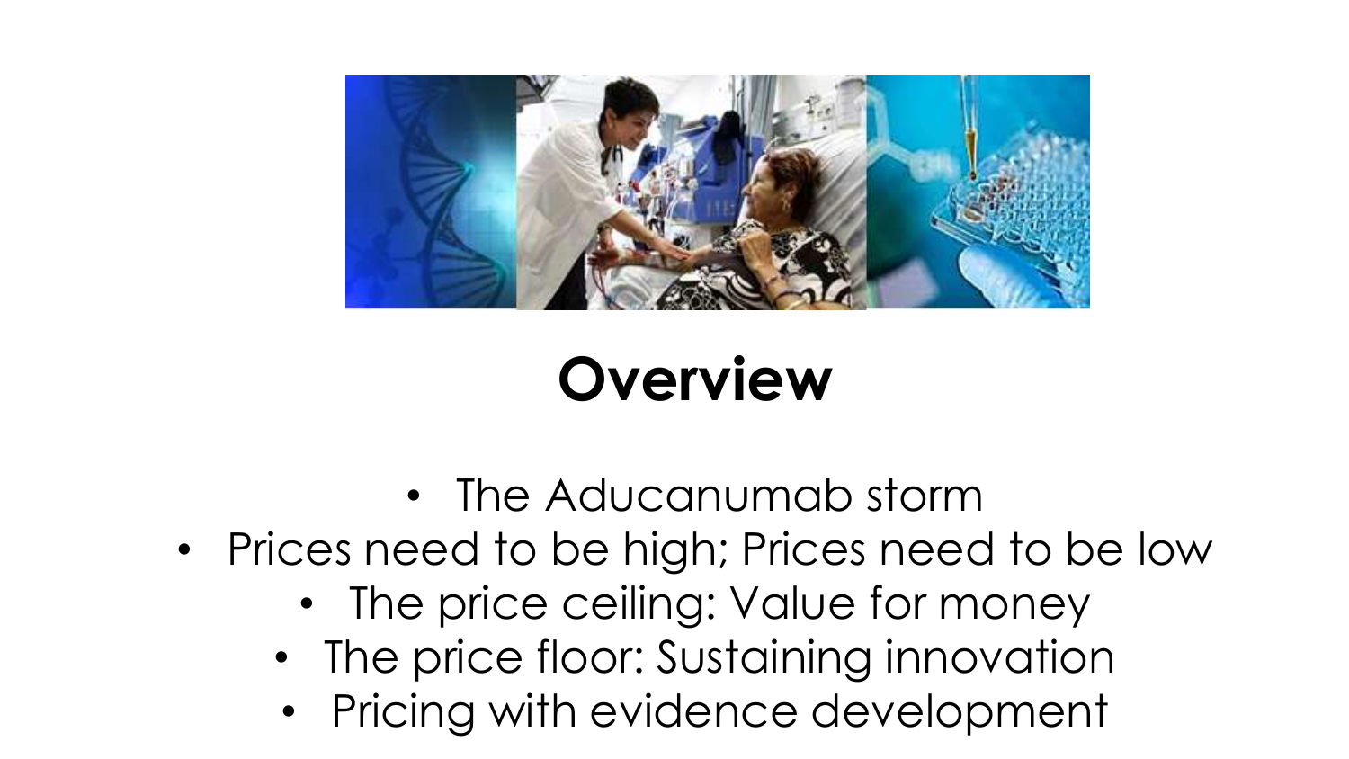# Overview

- The Aducanumab storm
- Prices need to be high; Prices need to be low
- The price ceiling: Value for money
- The price floor: Sustaining innovation
- Pricing with evidence development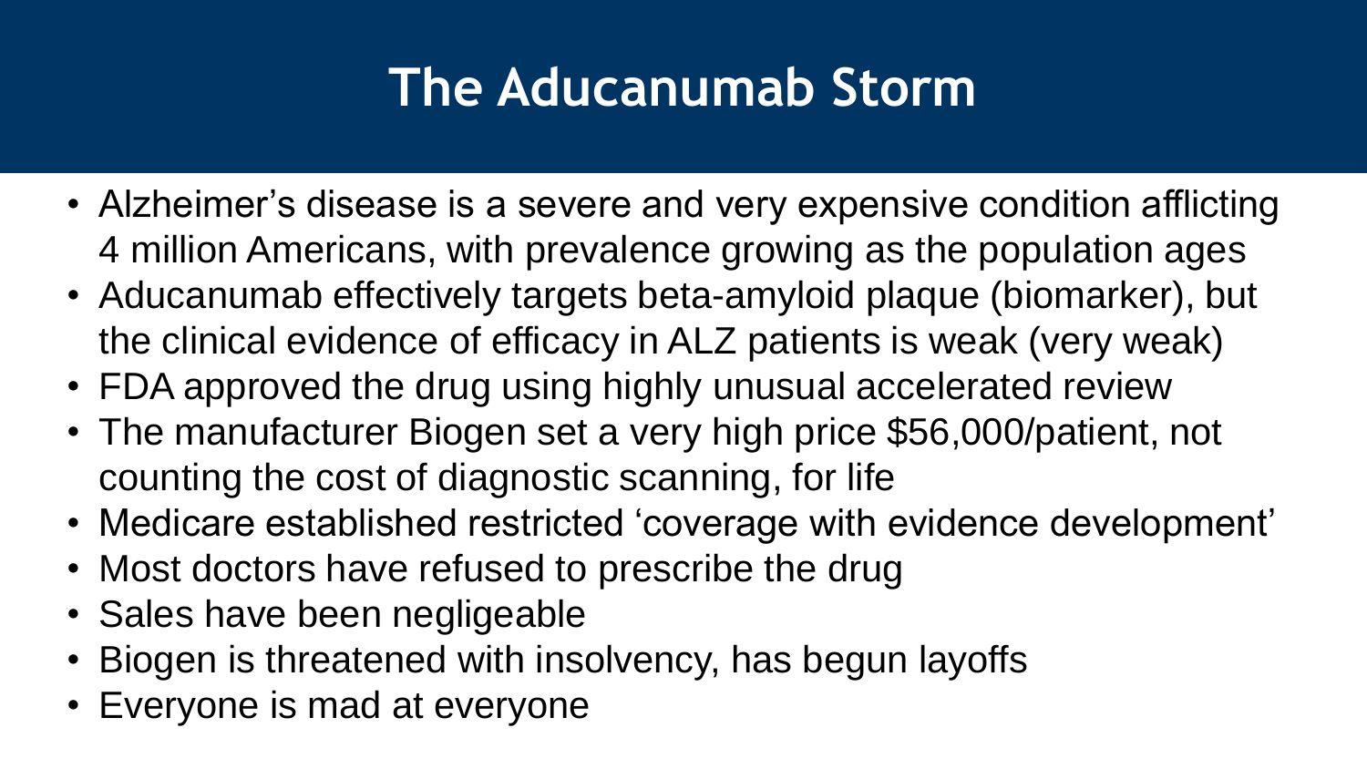# The Aducanumab Storm

- Alzheimer's disease is a severe and very expensive condition afflicting 4 million Americans, with prevalence growing as the population ages
- Aducanumab effectively targets beta-amyloid plaque (biomarker), but the clinical evidence of efficacy in ALZ patients is weak (very weak)
- FDA approved the drug using highly unusual accelerated review
- The manufacturer Biogen set a very high price $56,000/patient, not counting the cost of diagnostic scanning, for life
- Medicare established restricted 'coverage with evidence development'
- Most doctors have refused to prescribe the drug
- Sales have been negligeable
- Biogen is threatened with insolvency, has begun layoffs
- Everyone is mad at everyone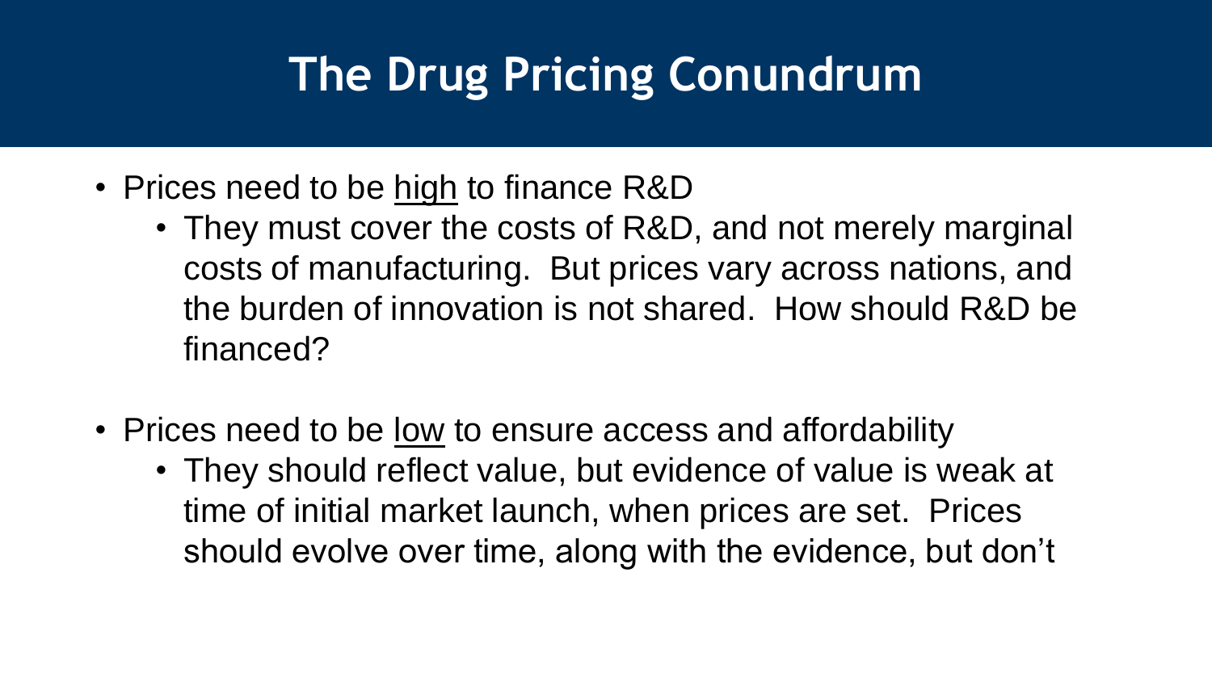# The Drug Pricing Conundrum

- Prices need to be <u>high</u> to finance R&D
  - They must cover the costs of R&D, and not merely marginal costs of manufacturing. But prices vary across nations, and the burden of innovation is not shared. How should R&D be financed?
- Prices need to be <u>low</u> to ensure access and affordability
  - They should reflect value, but evidence of value is weak at time of initial market launch, when prices are set. Prices should evolve over time, along with the evidence, but don't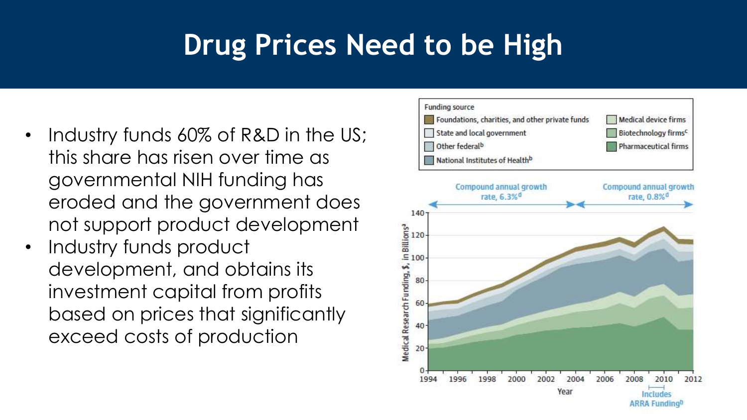# Drug Prices Need to be High

- Industry funds 60% of R&D in the US; this share has risen over time as governmental NIH funding has eroded and the government does not support product development
- Industry funds product development, and obtains its investment capital from profits based on prices that significantly exceed costs of production

Funding source

- Foundations, charities, and other private funds
- State and local government
- Other federal[b]
- National Institutes of Health[b]
- Medical device firms
- Biotechnology firms[c]
- Pharmaceutical firms

Compound annual growth rate, 6.3%[d]

Compound annual growth rate, 0.8%[d]

Medical Research Funding, $, in Billions[a]

Year

Includes ARRA Funding[b]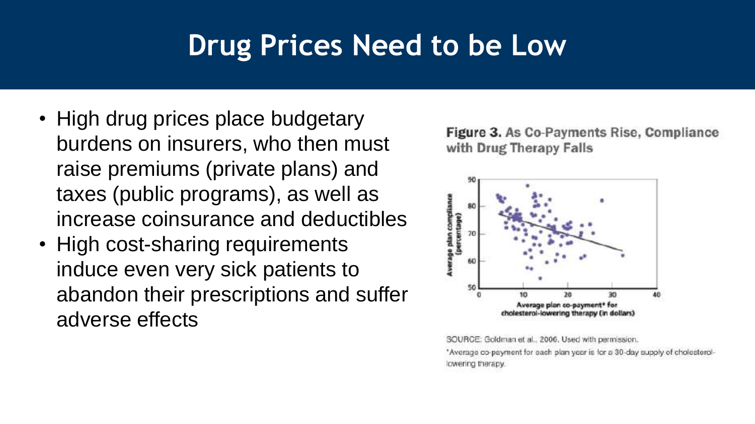# Drug Prices Need to be Low

- High drug prices place budgetary burdens on insurers, who then must raise premiums (private plans) and taxes (public programs), as well as increase coinsurance and deductibles
- High cost-sharing requirements induce even very sick patients to abandon their prescriptions and suffer adverse effects

**Figure 3.** As Co-Payments Rise, Compliance with Drug Therapy Falls

SOURCE: Goldman et al., 2006. Used with permission.

*Average co-payment for each plan year is for a 30-day supply of cholesterol-lowering therapy.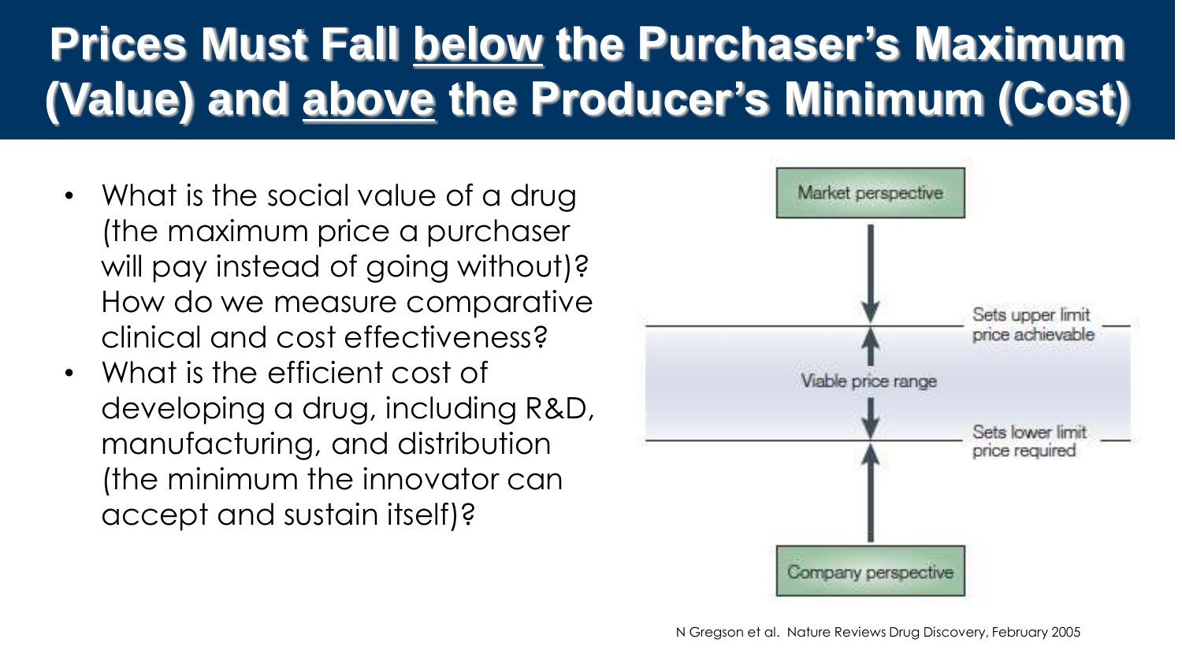# Prices Must Fall below the Purchaser's Maximum (Value) and above the Producer's Minimum (Cost)

- What is the social value of a drug (the maximum price a purchaser will pay instead of going without)? How do we measure comparative clinical and cost effectiveness?
- What is the efficient cost of developing a drug, including R&D, manufacturing, and distribution (the minimum the innovator can accept and sustain itself)?

Market perspective

Sets upper limit price achievable

Viable price range

Sets lower limit price required

Company perspective

N Gregson et al. Nature Reviews Drug Discovery, February 2005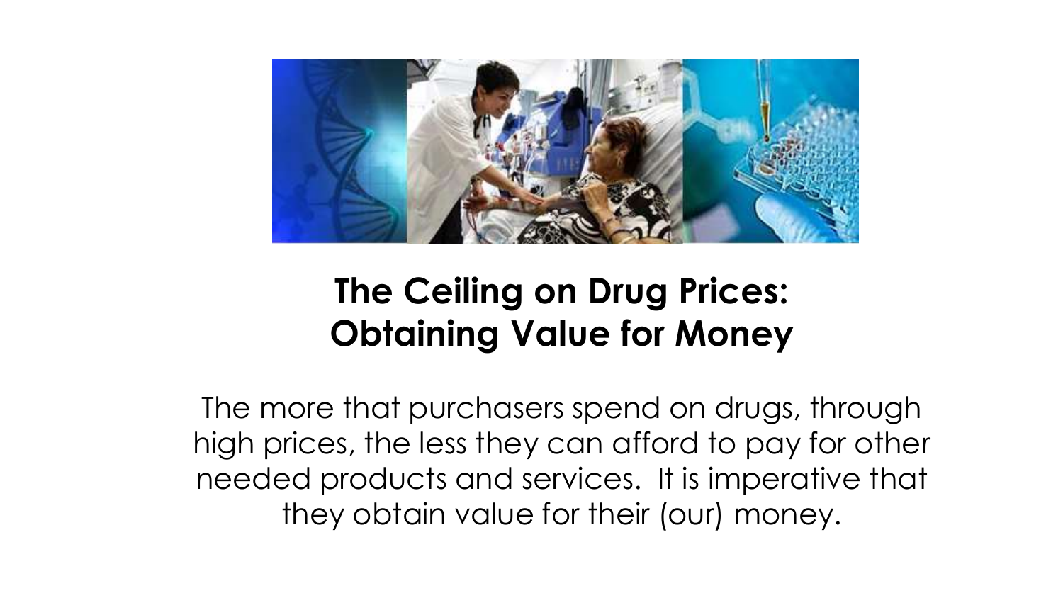# The Ceiling on Drug Prices: Obtaining Value for Money

The more that purchasers spend on drugs, through high prices, the less they can afford to pay for other needed products and services. It is imperative that they obtain value for their (our) money.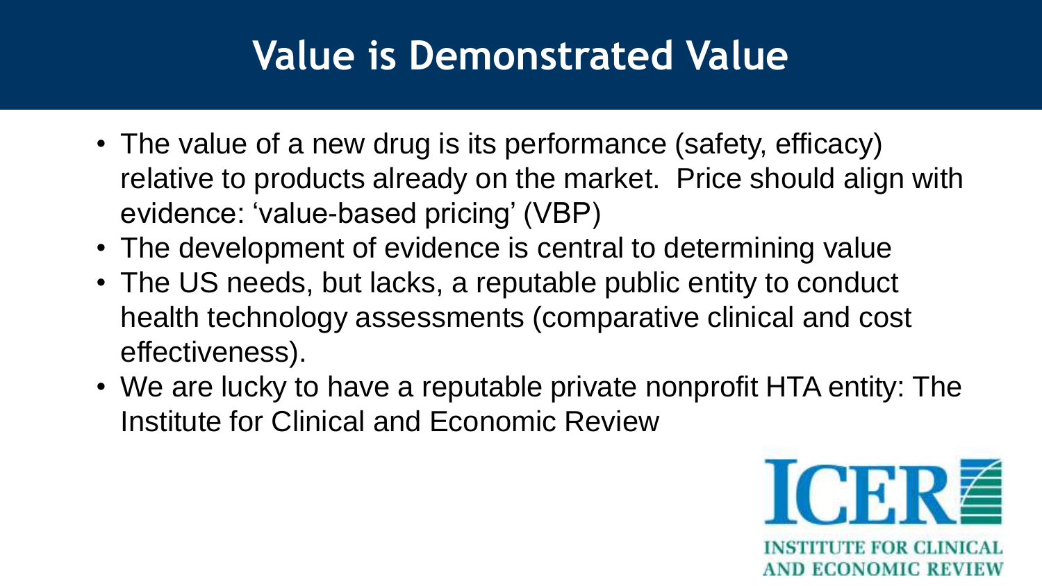# Value is Demonstrated Value

- The value of a new drug is its performance (safety, efficacy) relative to products already on the market. Price should align with evidence: 'value-based pricing' (VBP)
- The development of evidence is central to determining value
- The US needs, but lacks, a reputable public entity to conduct health technology assessments (comparative clinical and cost effectiveness).
- We are lucky to have a reputable private nonprofit HTA entity: The Institute for Clinical and Economic Review

ICER
INSTITUTE FOR CLINICAL AND ECONOMIC REVIEW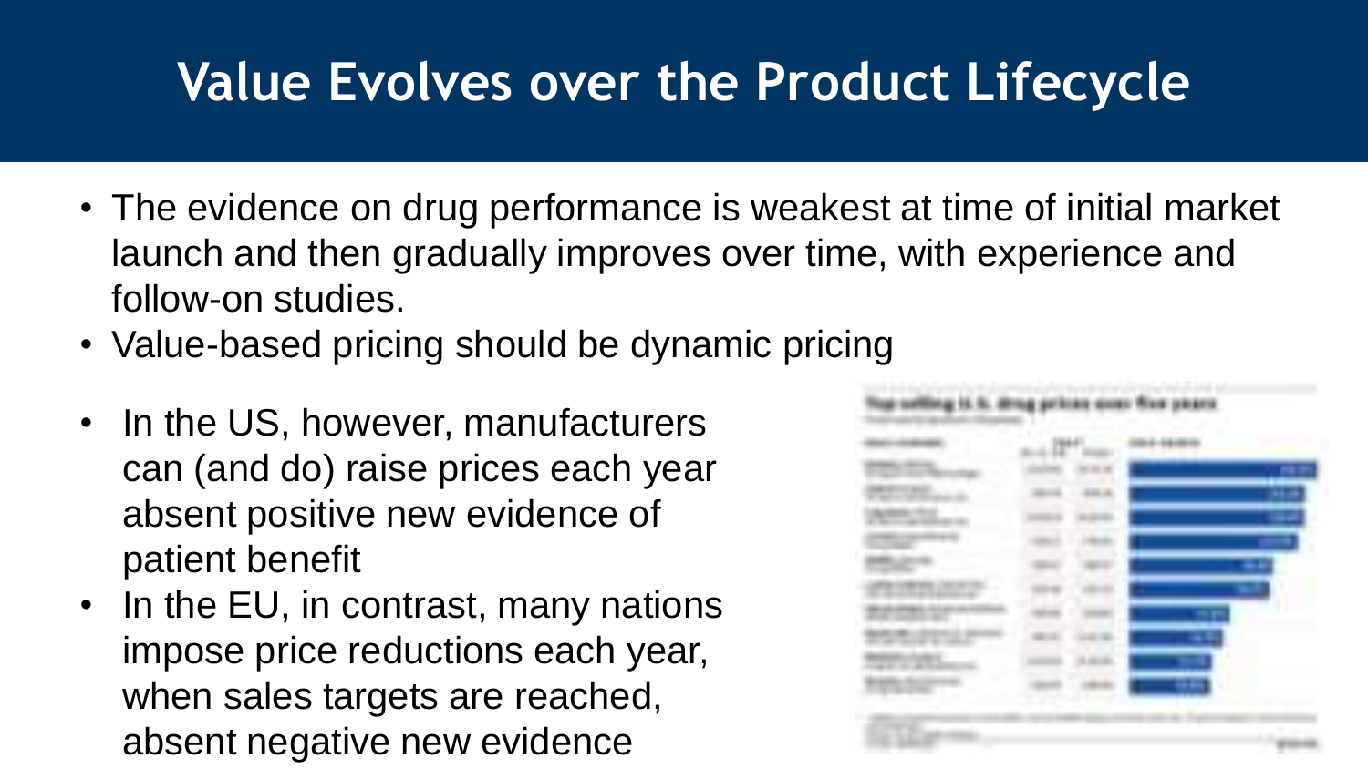# Value Evolves over the Product Lifecycle

- The evidence on drug performance is weakest at time of initial market launch and then gradually improves over time, with experience and follow-on studies.
- Value-based pricing should be dynamic pricing

- In the US, however, manufacturers can (and do) raise prices each year absent positive new evidence of patient benefit
- In the EU, in contrast, many nations impose price reductions each year, when sales targets are reached, absent negative new evidence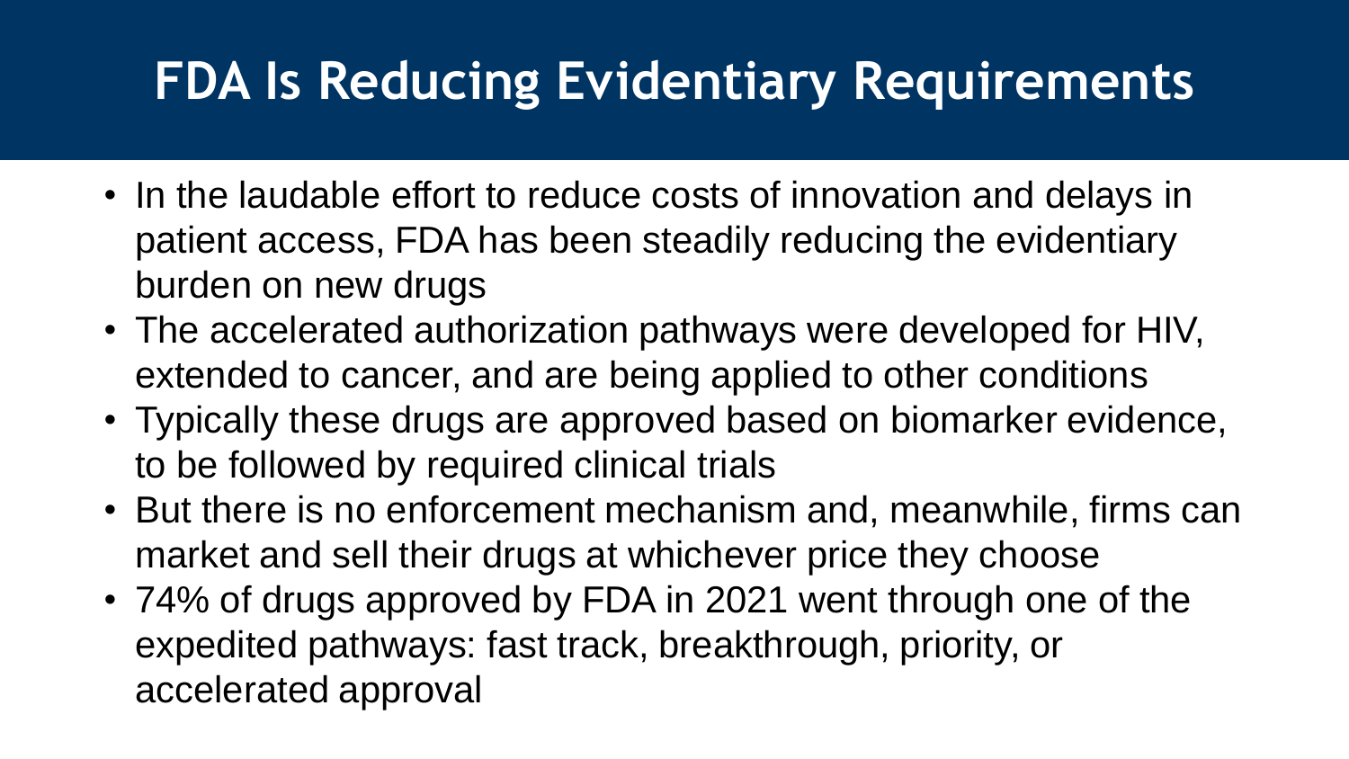# FDA Is Reducing Evidentiary Requirements

- In the laudable effort to reduce costs of innovation and delays in patient access, FDA has been steadily reducing the evidentiary burden on new drugs
- The accelerated authorization pathways were developed for HIV, extended to cancer, and are being applied to other conditions
- Typically these drugs are approved based on biomarker evidence, to be followed by required clinical trials
- But there is no enforcement mechanism and, meanwhile, firms can market and sell their drugs at whichever price they choose
- 74% of drugs approved by FDA in 2021 went through one of the expedited pathways: fast track, breakthrough, priority, or accelerated approval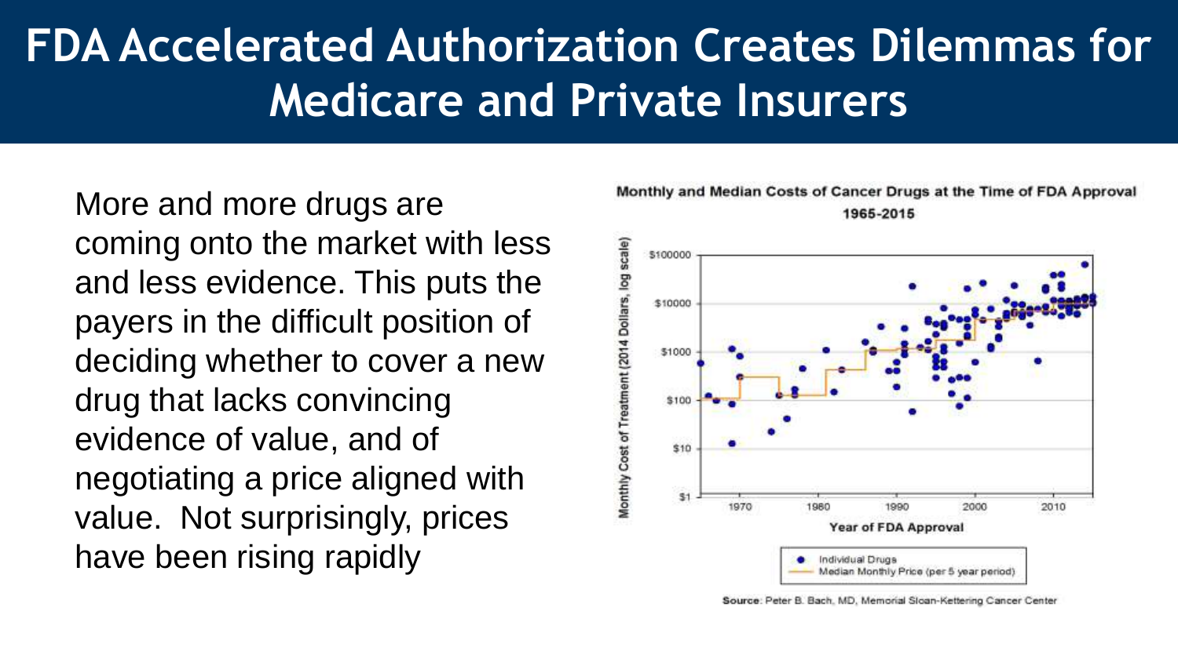# FDA Accelerated Authorization Creates Dilemmas for Medicare and Private Insurers

More and more drugs are coming onto the market with less and less evidence. This puts the payers in the difficult position of deciding whether to cover a new drug that lacks convincing evidence of value, and of negotiating a price aligned with value. Not surprisingly, prices have been rising rapidly

Monthly and Median Costs of Cancer Drugs at the Time of FDA Approval 1965-2015

Source: Peter B. Bach, MD, Memorial Sloan-Kettering Cancer Center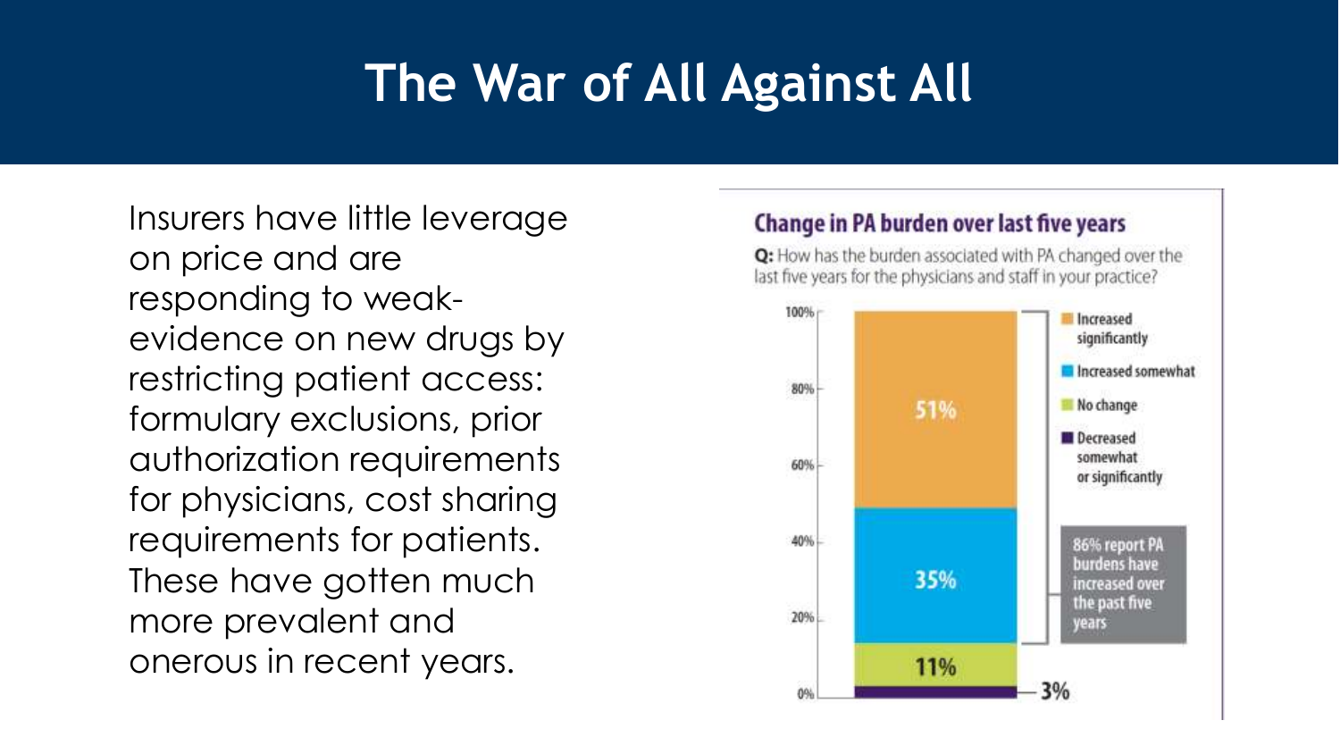# The War of All Against All

Insurers have little leverage on price and are responding to weak-evidence on new drugs by restricting patient access: formulary exclusions, prior authorization requirements for physicians, cost sharing requirements for patients. These have gotten much more prevalent and onerous in recent years.

**Change in PA burden over last five years**

**Q:** How has the burden associated with PA changed over the last five years for the physicians and staff in your practice?

| Response | Percentage |
| --- | --- |
| Increased significantly | 51% |
| Increased somewhat | 35% |
| No change | 11% |
| Decreased somewhat or significantly | 3% |

86% report PA burdens have increased over the past five years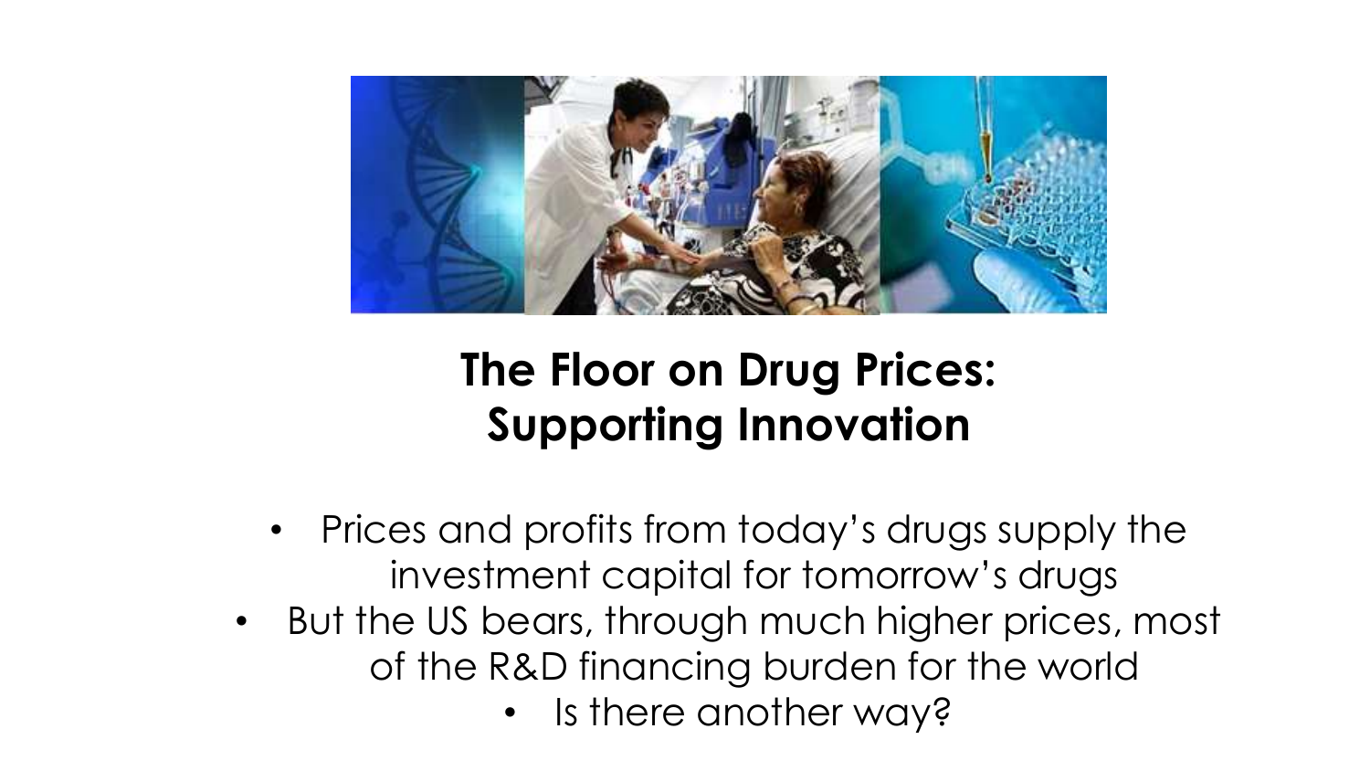## The Floor on Drug Prices: Supporting Innovation

- Prices and profits from today's drugs supply the investment capital for tomorrow's drugs
- But the US bears, through much higher prices, most of the R&D financing burden for the world
  - Is there another way?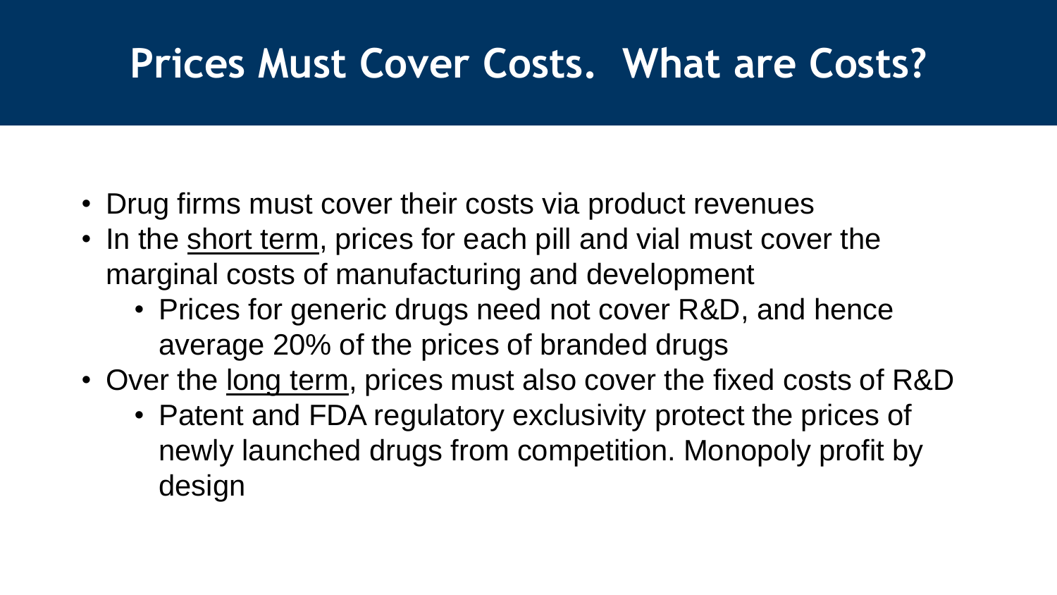# Prices Must Cover Costs. What are Costs?

- Drug firms must cover their costs via product revenues
- In the <u>short term</u>, prices for each pill and vial must cover the marginal costs of manufacturing and development
  - Prices for generic drugs need not cover R&D, and hence average 20% of the prices of branded drugs
- Over the <u>long term</u>, prices must also cover the fixed costs of R&D
  - Patent and FDA regulatory exclusivity protect the prices of newly launched drugs from competition. Monopoly profit by design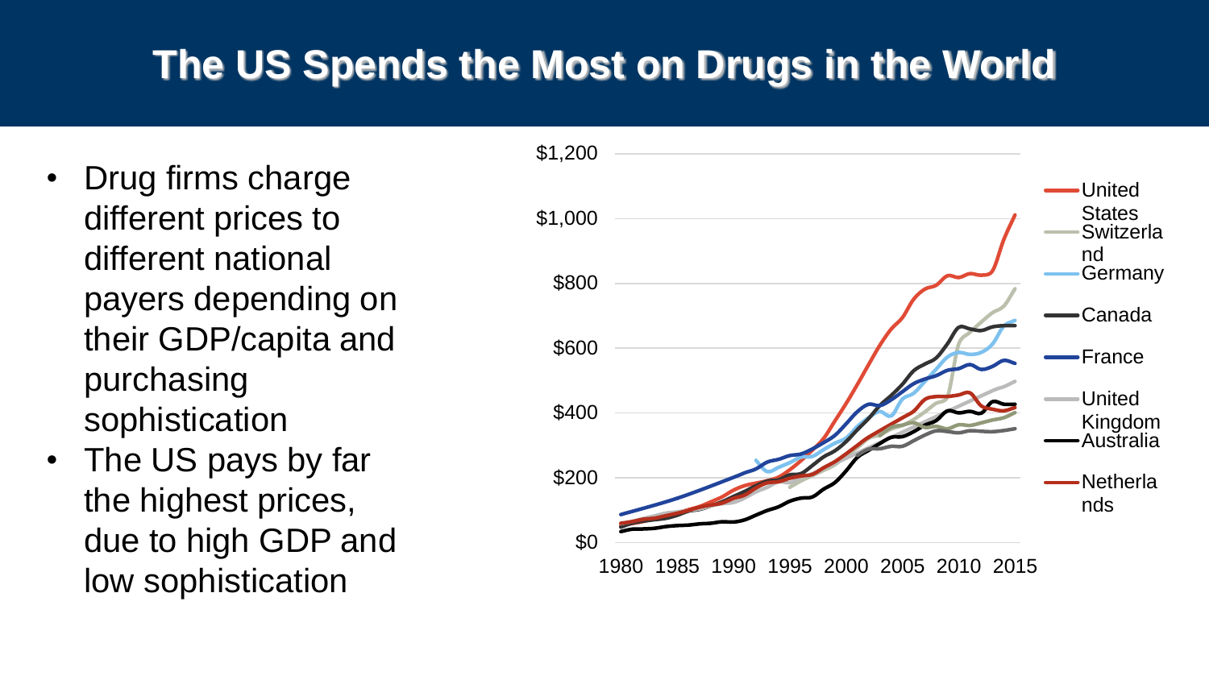# The US Spends the Most on Drugs in the World

- Drug firms charge different prices to different national payers depending on their GDP/capita and purchasing sophistication
- The US pays by far the highest prices, due to high GDP and low sophistication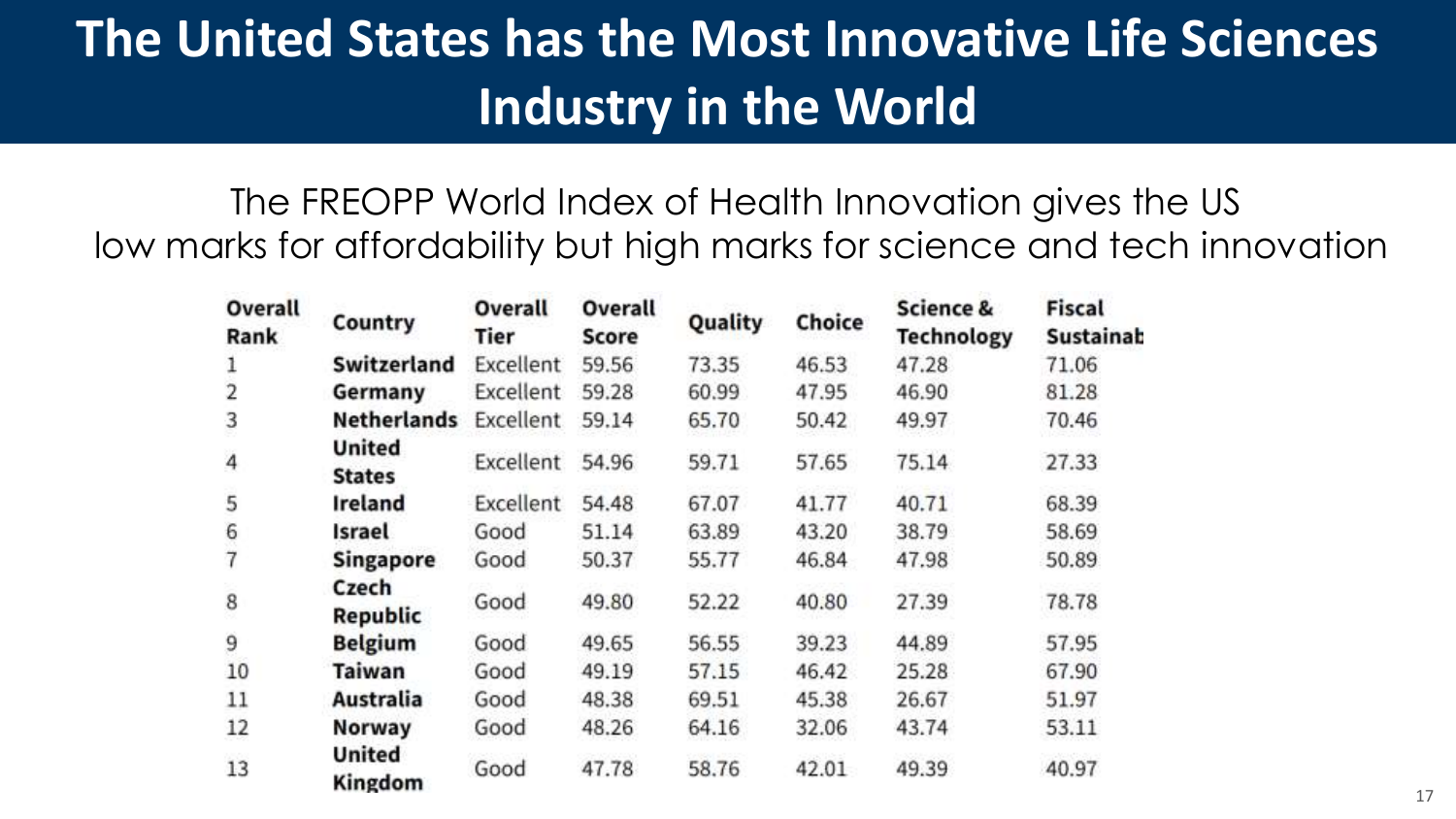# The United States has the Most Innovative Life Sciences Industry in the World

The FREOPP World Index of Health Innovation gives the US low marks for affordability but high marks for science and tech innovation

| Overall Rank | Country | Overall Tier | Overall Score | Quality | Choice | Science & Technology | Fiscal Sustainab |
|---|---|---|---|---|---|---|---|
| 1 | **Switzerland** | Excellent | 59.56 | 73.35 | 46.53 | 47.28 | 71.06 |
| 2 | **Germany** | Excellent | 59.28 | 60.99 | 47.95 | 46.90 | 81.28 |
| 3 | **Netherlands** | Excellent | 59.14 | 65.70 | 50.42 | 49.97 | 70.46 |
| 4 | **United States** | Excellent | 54.96 | 59.71 | 57.65 | 75.14 | 27.33 |
| 5 | **Ireland** | Excellent | 54.48 | 67.07 | 41.77 | 40.71 | 68.39 |
| 6 | **Israel** | Good | 51.14 | 63.89 | 43.20 | 38.79 | 58.69 |
| 7 | **Singapore** | Good | 50.37 | 55.77 | 46.84 | 47.98 | 50.89 |
| 8 | **Czech Republic** | Good | 49.80 | 52.22 | 40.80 | 27.39 | 78.78 |
| 9 | **Belgium** | Good | 49.65 | 56.55 | 39.23 | 44.89 | 57.95 |
| 10 | **Taiwan** | Good | 49.19 | 57.15 | 46.42 | 25.28 | 67.90 |
| 11 | **Australia** | Good | 48.38 | 69.51 | 45.38 | 26.67 | 51.97 |
| 12 | **Norway** | Good | 48.26 | 64.16 | 32.06 | 43.74 | 53.11 |
| 13 | **United Kingdom** | Good | 47.78 | 58.76 | 42.01 | 49.39 | 40.97 |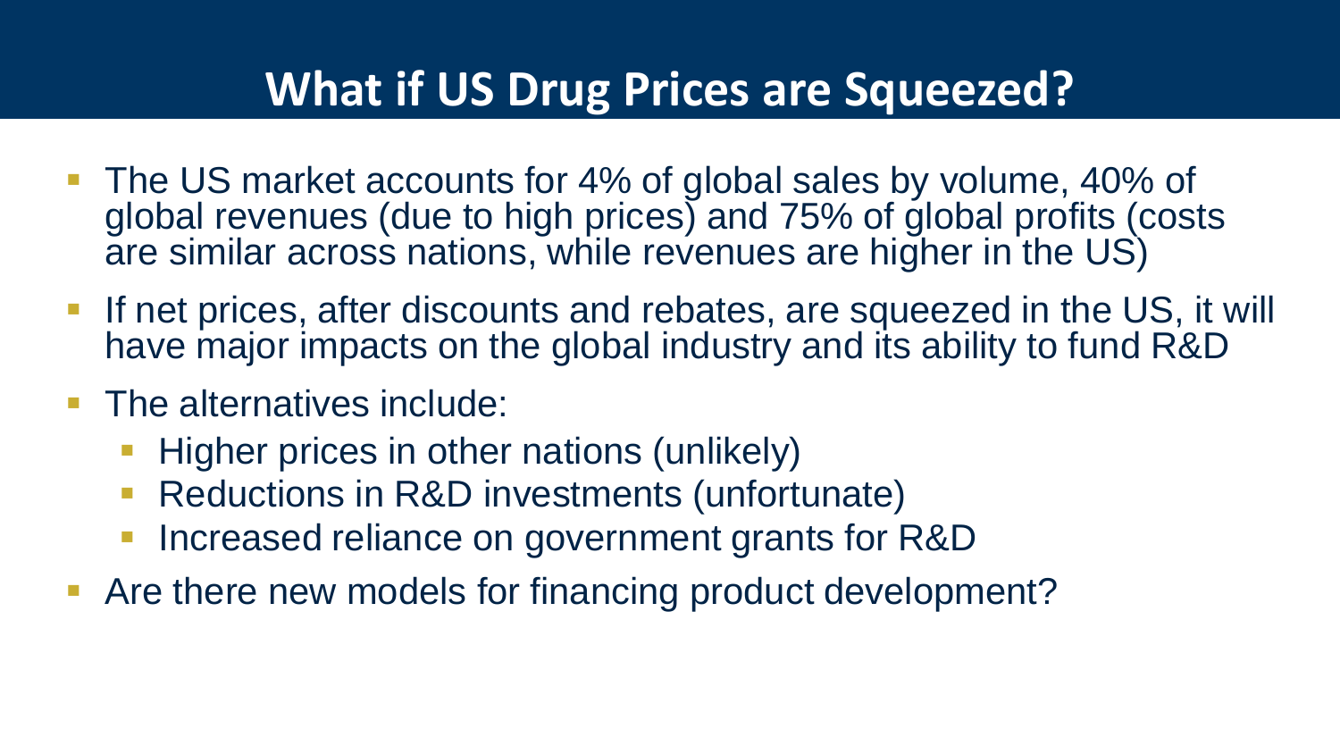# What if US Drug Prices are Squeezed?

- The US market accounts for 4% of global sales by volume, 40% of global revenues (due to high prices) and 75% of global profits (costs are similar across nations, while revenues are higher in the US)
- If net prices, after discounts and rebates, are squeezed in the US, it will have major impacts on the global industry and its ability to fund R&D
- The alternatives include:
  - Higher prices in other nations (unlikely)
  - Reductions in R&D investments (unfortunate)
  - Increased reliance on government grants for R&D
- Are there new models for financing product development?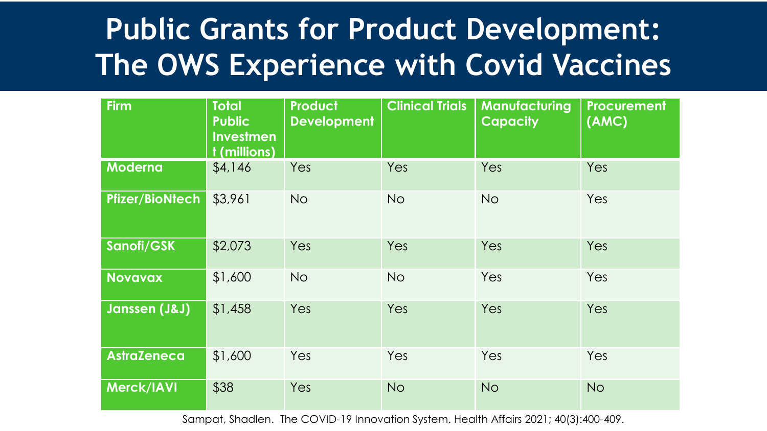# Public Grants for Product Development: The OWS Experience with Covid Vaccines

| Firm | Total Public Investment (millions) | Product Development | Clinical Trials | Manufacturing Capacity | Procurement (AMC) |
|---|---|---|---|---|---|
| Moderna | $4,146 | Yes | Yes | Yes | Yes |
| Pfizer/BioNtech | $3,961 | No | No | No | Yes |
| Sanofi/GSK | $2,073 | Yes | Yes | Yes | Yes |
| Novavax | $1,600 | No | No | Yes | Yes |
| Janssen (J&J) | $1,458 | Yes | Yes | Yes | Yes |
| AstraZeneca | $1,600 | Yes | Yes | Yes | Yes |
| Merck/IAVI | $38 | Yes | No | No | No |

Sampat, Shadlen. The COVID-19 Innovation System. Health Affairs 2021; 40(3):400-409.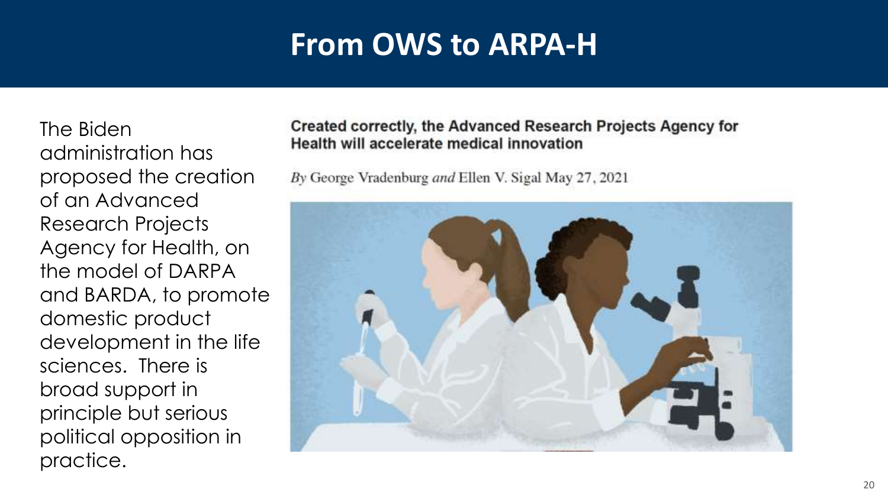# From OWS to ARPA-H

The Biden administration has proposed the creation of an Advanced Research Projects Agency for Health, on the model of DARPA and BARDA, to promote domestic product development in the life sciences. There is broad support in principle but serious political opposition in practice.

**Created correctly, the Advanced Research Projects Agency for Health will accelerate medical innovation**

*By* George Vradenburg *and* Ellen V. Sigal May 27, 2021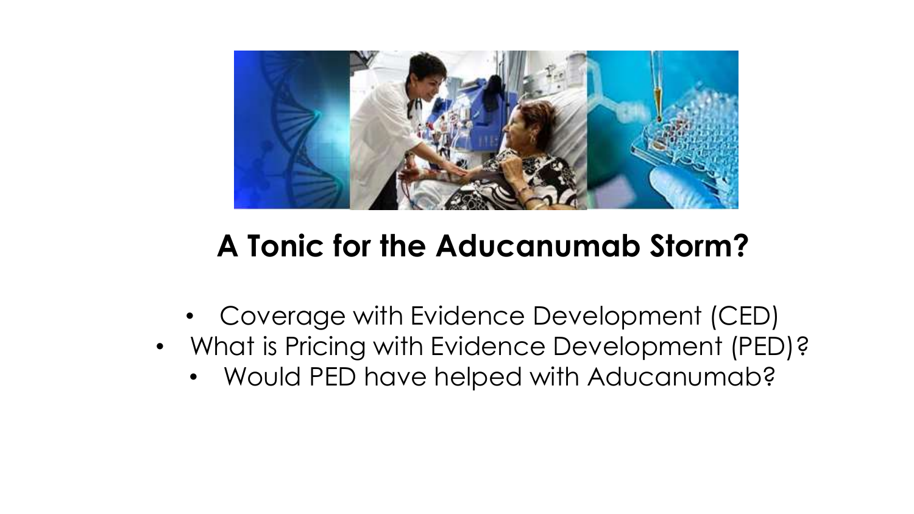# A Tonic for the Aducanumab Storm?

- Coverage with Evidence Development (CED)
- What is Pricing with Evidence Development (PED)?
- Would PED have helped with Aducanumab?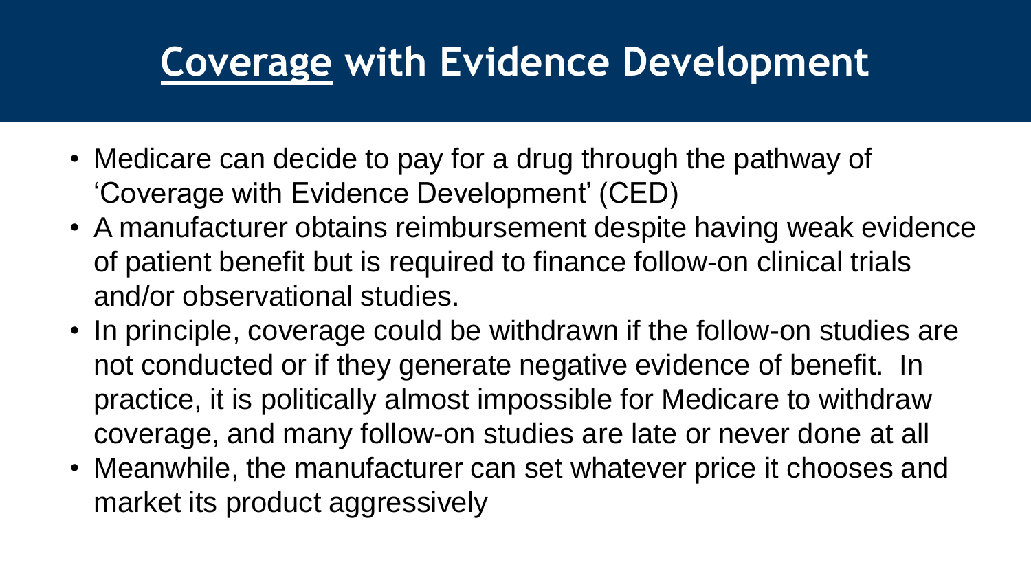# Coverage with Evidence Development

- Medicare can decide to pay for a drug through the pathway of 'Coverage with Evidence Development' (CED)
- A manufacturer obtains reimbursement despite having weak evidence of patient benefit but is required to finance follow-on clinical trials and/or observational studies.
- In principle, coverage could be withdrawn if the follow-on studies are not conducted or if they generate negative evidence of benefit. In practice, it is politically almost impossible for Medicare to withdraw coverage, and many follow-on studies are late or never done at all
- Meanwhile, the manufacturer can set whatever price it chooses and market its product aggressively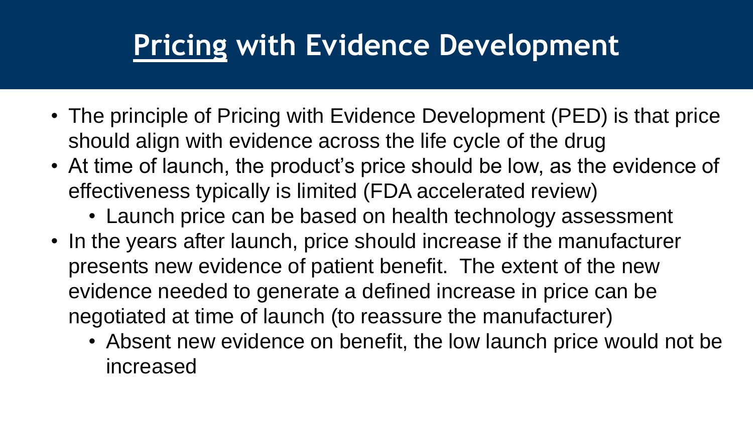# Pricing with Evidence Development

- The principle of Pricing with Evidence Development (PED) is that price should align with evidence across the life cycle of the drug
- At time of launch, the product's price should be low, as the evidence of effectiveness typically is limited (FDA accelerated review)
  - Launch price can be based on health technology assessment
- In the years after launch, price should increase if the manufacturer presents new evidence of patient benefit. The extent of the new evidence needed to generate a defined increase in price can be negotiated at time of launch (to reassure the manufacturer)
  - Absent new evidence on benefit, the low launch price would not be increased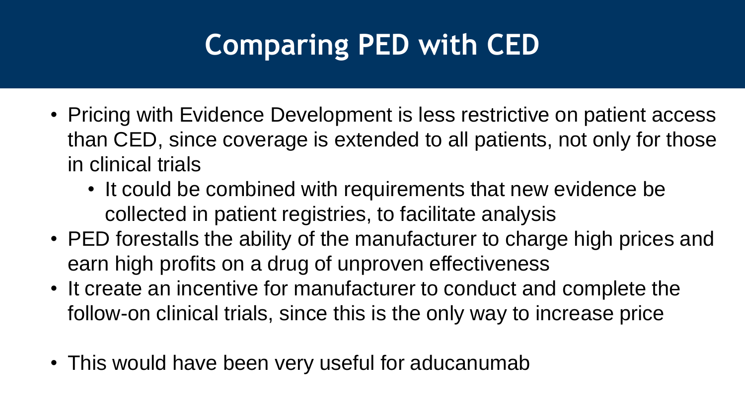# Comparing PED with CED

- Pricing with Evidence Development is less restrictive on patient access than CED, since coverage is extended to all patients, not only for those in clinical trials
  - It could be combined with requirements that new evidence be collected in patient registries, to facilitate analysis
- PED forestalls the ability of the manufacturer to charge high prices and earn high profits on a drug of unproven effectiveness
- It create an incentive for manufacturer to conduct and complete the follow-on clinical trials, since this is the only way to increase price

- This would have been very useful for aducanumab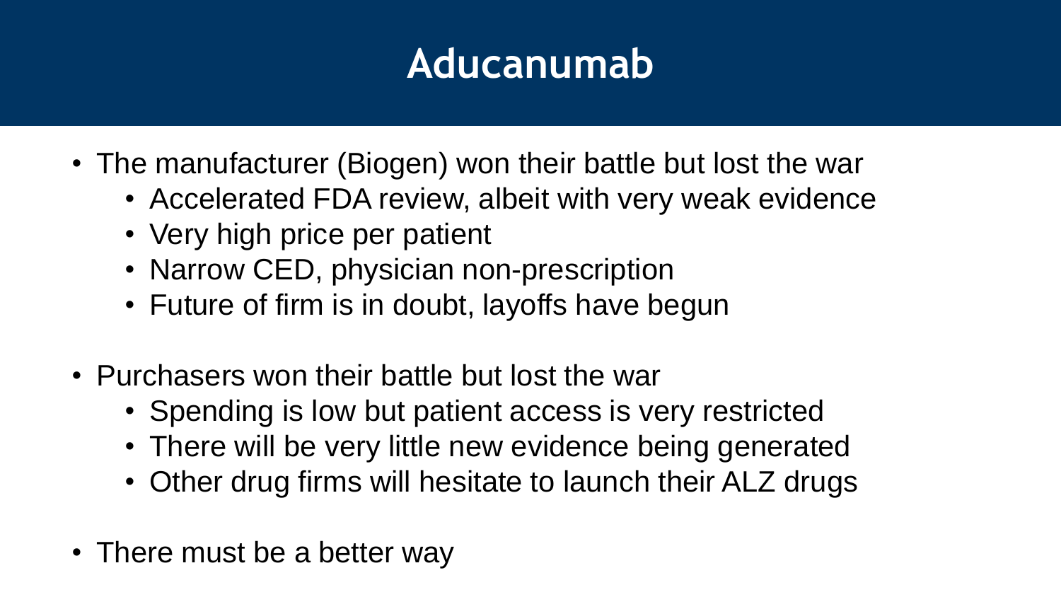# Aducanumab

- The manufacturer (Biogen) won their battle but lost the war
  - Accelerated FDA review, albeit with very weak evidence
  - Very high price per patient
  - Narrow CED, physician non-prescription
  - Future of firm is in doubt, layoffs have begun
- Purchasers won their battle but lost the war
  - Spending is low but patient access is very restricted
  - There will be very little new evidence being generated
  - Other drug firms will hesitate to launch their ALZ drugs
- There must be a better way